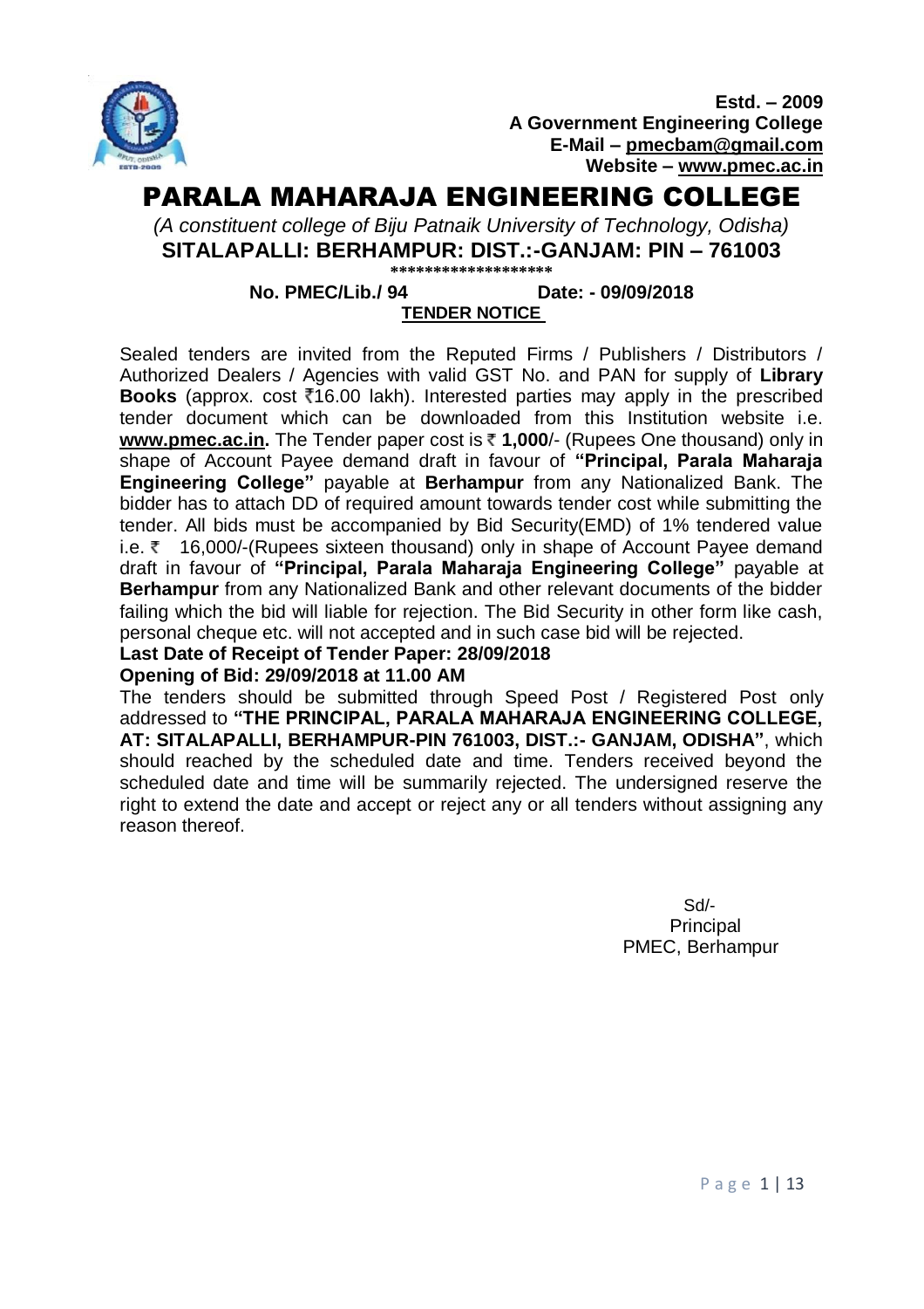**Estd. – 2009**
**A Government Engineering College**
**E-Mail – pmecbam@gmail.com**
**Website – www.pmec.ac.in**

# PARALA MAHARAJA ENGINEERING COLLEGE

*(A constituent college of Biju Patnaik University of Technology, Odisha)*

**SITALAPALLI: BERHAMPUR: DIST.:-GANJAM: PIN – 761003**

*******************

**No. PMEC/Lib./ 94** **Date: - 09/09/2018**

**TENDER NOTICE**

Sealed tenders are invited from the Reputed Firms / Publishers / Distributors / Authorized Dealers / Agencies with valid GST No. and PAN for supply of **Library Books** (approx. cost ₹16.00 lakh). Interested parties may apply in the prescribed tender document which can be downloaded from this Institution website i.e. **www.pmec.ac.in.** The Tender paper cost is ₹ **1,000**/- (Rupees One thousand) only in shape of Account Payee demand draft in favour of **"Principal, Parala Maharaja Engineering College"** payable at **Berhampur** from any Nationalized Bank. The bidder has to attach DD of required amount towards tender cost while submitting the tender. All bids must be accompanied by Bid Security(EMD) of 1% tendered value i.e. ₹ 16,000/-(Rupees sixteen thousand) only in shape of Account Payee demand draft in favour of **"Principal, Parala Maharaja Engineering College"** payable at **Berhampur** from any Nationalized Bank and other relevant documents of the bidder failing which the bid will liable for rejection. The Bid Security in other form like cash, personal cheque etc. will not accepted and in such case bid will be rejected.

**Last Date of Receipt of Tender Paper: 28/09/2018**

**Opening of Bid: 29/09/2018 at 11.00 AM**

The tenders should be submitted through Speed Post / Registered Post only addressed to **"THE PRINCIPAL, PARALA MAHARAJA ENGINEERING COLLEGE, AT: SITALAPALLI, BERHAMPUR-PIN 761003, DIST.:- GANJAM, ODISHA"**, which should reached by the scheduled date and time. Tenders received beyond the scheduled date and time will be summarily rejected. The undersigned reserve the right to extend the date and accept or reject any or all tenders without assigning any reason thereof.

Sd/-
Principal
PMEC, Berhampur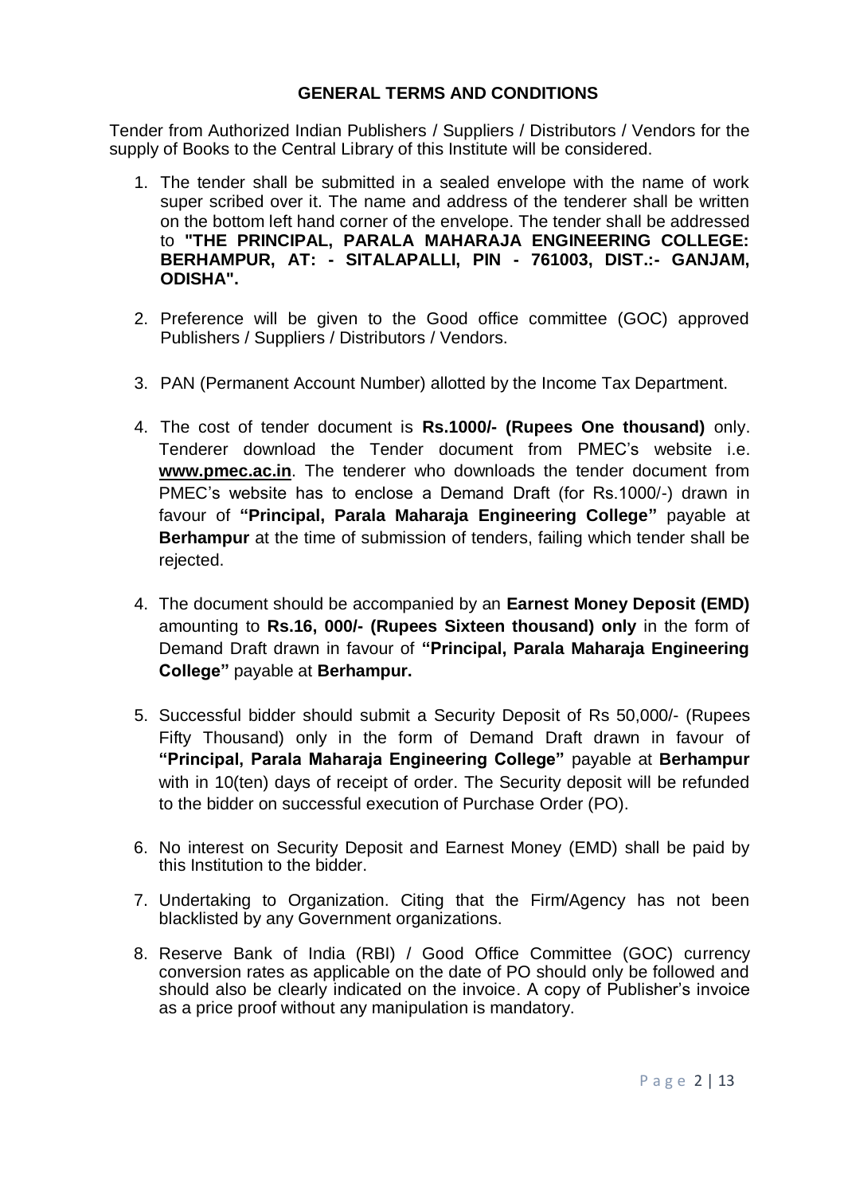## GENERAL TERMS AND CONDITIONS

Tender from Authorized Indian Publishers / Suppliers / Distributors / Vendors for the supply of Books to the Central Library of this Institute will be considered.

1. The tender shall be submitted in a sealed envelope with the name of work super scribed over it. The name and address of the tenderer shall be written on the bottom left hand corner of the envelope. The tender shall be addressed to **"THE PRINCIPAL, PARALA MAHARAJA ENGINEERING COLLEGE: BERHAMPUR, AT: - SITALAPALLI, PIN - 761003, DIST.:- GANJAM, ODISHA".**

2. Preference will be given to the Good office committee (GOC) approved Publishers / Suppliers / Distributors / Vendors.

3. PAN (Permanent Account Number) allotted by the Income Tax Department.

4. The cost of tender document is **Rs.1000/- (Rupees One thousand)** only. Tenderer download the Tender document from PMEC's website i.e. **www.pmec.ac.in**. The tenderer who downloads the tender document from PMEC's website has to enclose a Demand Draft (for Rs.1000/-) drawn in favour of **"Principal, Parala Maharaja Engineering College"** payable at **Berhampur** at the time of submission of tenders, failing which tender shall be rejected.

4. The document should be accompanied by an **Earnest Money Deposit (EMD)** amounting to **Rs.16, 000/- (Rupees Sixteen thousand) only** in the form of Demand Draft drawn in favour of **"Principal, Parala Maharaja Engineering College"** payable at **Berhampur.**

5. Successful bidder should submit a Security Deposit of Rs 50,000/- (Rupees Fifty Thousand) only in the form of Demand Draft drawn in favour of **"Principal, Parala Maharaja Engineering College"** payable at **Berhampur** with in 10(ten) days of receipt of order. The Security deposit will be refunded to the bidder on successful execution of Purchase Order (PO).

6. No interest on Security Deposit and Earnest Money (EMD) shall be paid by this Institution to the bidder.

7. Undertaking to Organization. Citing that the Firm/Agency has not been blacklisted by any Government organizations.

8. Reserve Bank of India (RBI) / Good Office Committee (GOC) currency conversion rates as applicable on the date of PO should only be followed and should also be clearly indicated on the invoice. A copy of Publisher's invoice as a price proof without any manipulation is mandatory.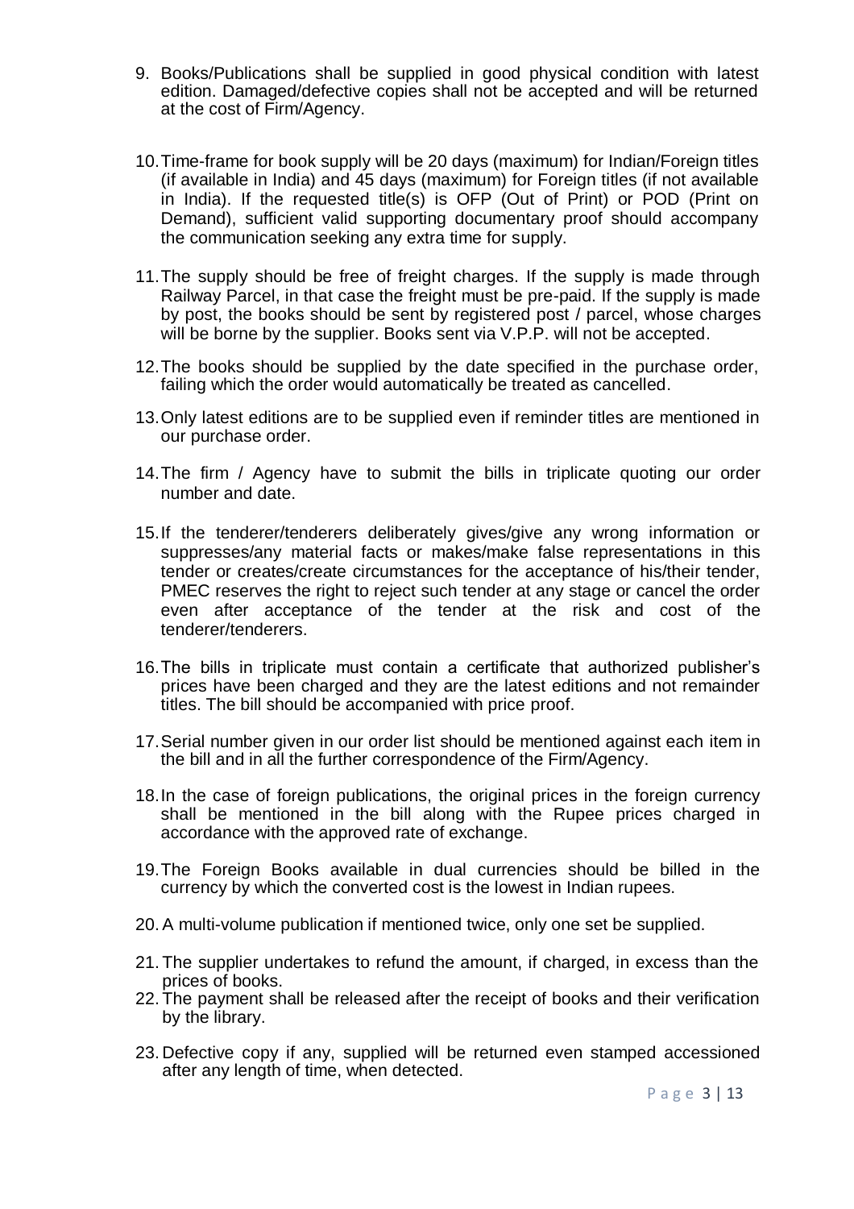9. Books/Publications shall be supplied in good physical condition with latest edition. Damaged/defective copies shall not be accepted and will be returned at the cost of Firm/Agency.

10. Time-frame for book supply will be 20 days (maximum) for Indian/Foreign titles (if available in India) and 45 days (maximum) for Foreign titles (if not available in India). If the requested title(s) is OFP (Out of Print) or POD (Print on Demand), sufficient valid supporting documentary proof should accompany the communication seeking any extra time for supply.

11. The supply should be free of freight charges. If the supply is made through Railway Parcel, in that case the freight must be pre-paid. If the supply is made by post, the books should be sent by registered post / parcel, whose charges will be borne by the supplier. Books sent via V.P.P. will not be accepted.

12. The books should be supplied by the date specified in the purchase order, failing which the order would automatically be treated as cancelled.

13. Only latest editions are to be supplied even if reminder titles are mentioned in our purchase order.

14. The firm / Agency have to submit the bills in triplicate quoting our order number and date.

15. If the tenderer/tenderers deliberately gives/give any wrong information or suppresses/any material facts or makes/make false representations in this tender or creates/create circumstances for the acceptance of his/their tender, PMEC reserves the right to reject such tender at any stage or cancel the order even after acceptance of the tender at the risk and cost of the tenderer/tenderers.

16. The bills in triplicate must contain a certificate that authorized publisher's prices have been charged and they are the latest editions and not remainder titles. The bill should be accompanied with price proof.

17. Serial number given in our order list should be mentioned against each item in the bill and in all the further correspondence of the Firm/Agency.

18. In the case of foreign publications, the original prices in the foreign currency shall be mentioned in the bill along with the Rupee prices charged in accordance with the approved rate of exchange.

19. The Foreign Books available in dual currencies should be billed in the currency by which the converted cost is the lowest in Indian rupees.

20. A multi-volume publication if mentioned twice, only one set be supplied.

21. The supplier undertakes to refund the amount, if charged, in excess than the prices of books.

22. The payment shall be released after the receipt of books and their verification by the library.

23. Defective copy if any, supplied will be returned even stamped accessioned after any length of time, when detected.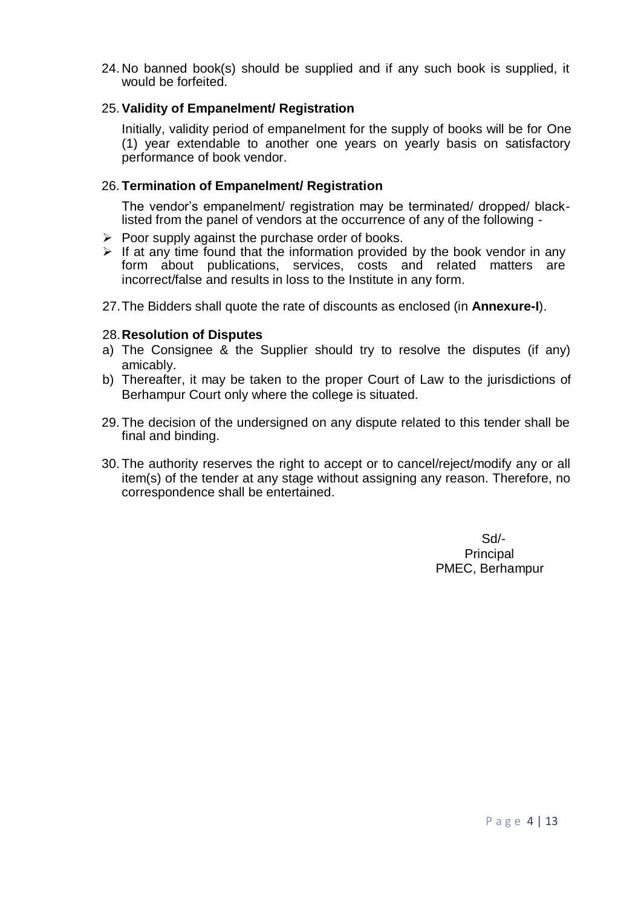24. No banned book(s) should be supplied and if any such book is supplied, it would be forfeited.

25. **Validity of Empanelment/ Registration**

    Initially, validity period of empanelment for the supply of books will be for One (1) year extendable to another one years on yearly basis on satisfactory performance of book vendor.

26. **Termination of Empanelment/ Registration**

    The vendor's empanelment/ registration may be terminated/ dropped/ black-listed from the panel of vendors at the occurrence of any of the following -

    - Poor supply against the purchase order of books.
    - If at any time found that the information provided by the book vendor in any form about publications, services, costs and related matters are incorrect/false and results in loss to the Institute in any form.

27. The Bidders shall quote the rate of discounts as enclosed (in **Annexure-I**).

28. **Resolution of Disputes**

    a) The Consignee & the Supplier should try to resolve the disputes (if any) amicably.

    b) Thereafter, it may be taken to the proper Court of Law to the jurisdictions of Berhampur Court only where the college is situated.

29. The decision of the undersigned on any dispute related to this tender shall be final and binding.

30. The authority reserves the right to accept or to cancel/reject/modify any or all item(s) of the tender at any stage without assigning any reason. Therefore, no correspondence shall be entertained.

Sd/-
Principal
PMEC, Berhampur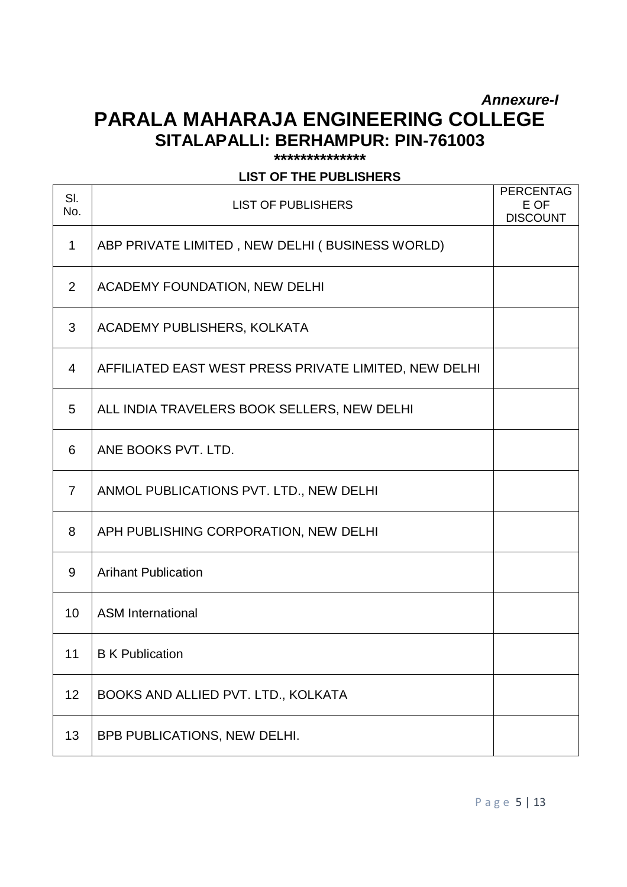*Annexure-I*

# PARALA MAHARAJA ENGINEERING COLLEGE

## SITALAPALLI: BERHAMPUR: PIN-761003

**************

### LIST OF THE PUBLISHERS

| Sl. No. | LIST OF PUBLISHERS | PERCENTAGE OF DISCOUNT |
|---|---|---|
| 1 | ABP PRIVATE LIMITED , NEW DELHI ( BUSINESS WORLD) | |
| 2 | ACADEMY FOUNDATION, NEW DELHI | |
| 3 | ACADEMY PUBLISHERS, KOLKATA | |
| 4 | AFFILIATED EAST WEST PRESS PRIVATE LIMITED, NEW DELHI | |
| 5 | ALL INDIA TRAVELERS BOOK SELLERS, NEW DELHI | |
| 6 | ANE BOOKS PVT. LTD. | |
| 7 | ANMOL PUBLICATIONS PVT. LTD., NEW DELHI | |
| 8 | APH PUBLISHING CORPORATION, NEW DELHI | |
| 9 | Arihant Publication | |
| 10 | ASM International | |
| 11 | B K Publication | |
| 12 | BOOKS AND ALLIED PVT. LTD., KOLKATA | |
| 13 | BPB PUBLICATIONS, NEW DELHI. | |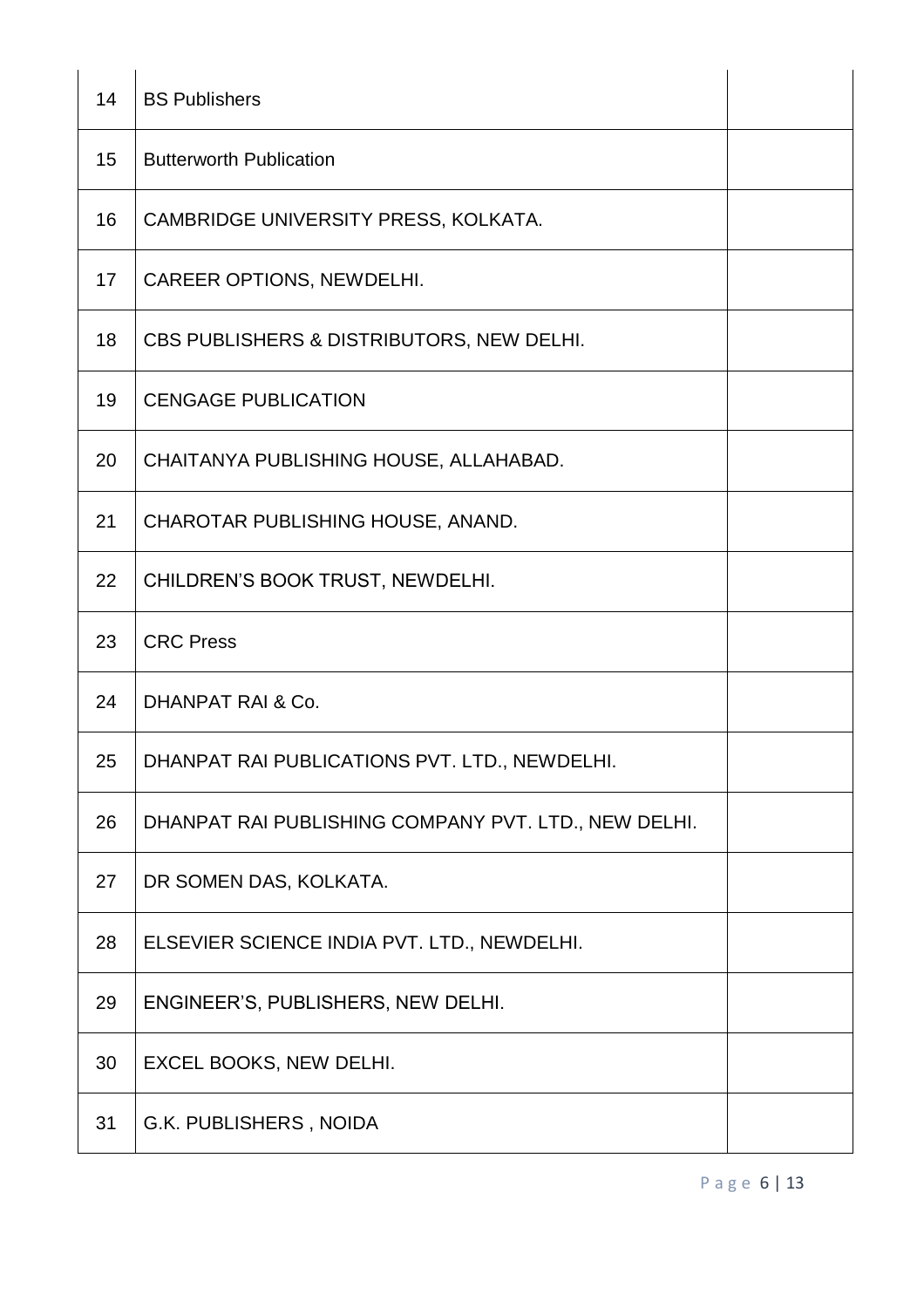| | | |
|---|---|---|
| 14 | BS Publishers | |
| 15 | Butterworth Publication | |
| 16 | CAMBRIDGE UNIVERSITY PRESS, KOLKATA. | |
| 17 | CAREER OPTIONS, NEWDELHI. | |
| 18 | CBS PUBLISHERS & DISTRIBUTORS, NEW DELHI. | |
| 19 | CENGAGE PUBLICATION | |
| 20 | CHAITANYA PUBLISHING HOUSE, ALLAHABAD. | |
| 21 | CHAROTAR PUBLISHING HOUSE, ANAND. | |
| 22 | CHILDREN'S BOOK TRUST, NEWDELHI. | |
| 23 | CRC Press | |
| 24 | DHANPAT RAI & Co. | |
| 25 | DHANPAT RAI PUBLICATIONS PVT. LTD., NEWDELHI. | |
| 26 | DHANPAT RAI PUBLISHING COMPANY PVT. LTD., NEW DELHI. | |
| 27 | DR SOMEN DAS, KOLKATA. | |
| 28 | ELSEVIER SCIENCE INDIA PVT. LTD., NEWDELHI. | |
| 29 | ENGINEER'S, PUBLISHERS, NEW DELHI. | |
| 30 | EXCEL BOOKS, NEW DELHI. | |
| 31 | G.K. PUBLISHERS , NOIDA | |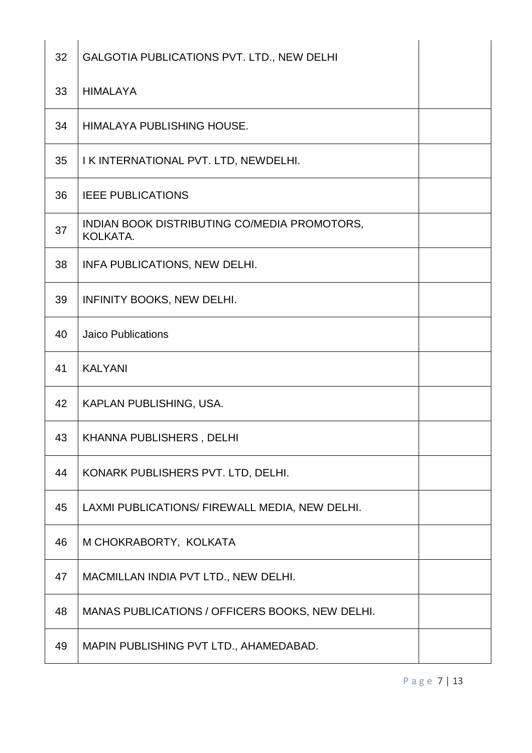| | | |
|---|---|---|
| 32 | GALGOTIA PUBLICATIONS PVT. LTD., NEW DELHI | |
| 33 | HIMALAYA | |
| 34 | HIMALAYA PUBLISHING HOUSE. | |
| 35 | I K INTERNATIONAL PVT. LTD, NEWDELHI. | |
| 36 | IEEE PUBLICATIONS | |
| 37 | INDIAN BOOK DISTRIBUTING CO/MEDIA PROMOTORS, KOLKATA. | |
| 38 | INFA PUBLICATIONS, NEW DELHI. | |
| 39 | INFINITY BOOKS, NEW DELHI. | |
| 40 | Jaico Publications | |
| 41 | KALYANI | |
| 42 | KAPLAN PUBLISHING, USA. | |
| 43 | KHANNA PUBLISHERS , DELHI | |
| 44 | KONARK PUBLISHERS PVT. LTD, DELHI. | |
| 45 | LAXMI PUBLICATIONS/ FIREWALL MEDIA, NEW DELHI. | |
| 46 | M CHOKRABORTY, KOLKATA | |
| 47 | MACMILLAN INDIA PVT LTD., NEW DELHI. | |
| 48 | MANAS PUBLICATIONS / OFFICERS BOOKS, NEW DELHI. | |
| 49 | MAPIN PUBLISHING PVT LTD., AHAMEDABAD. | |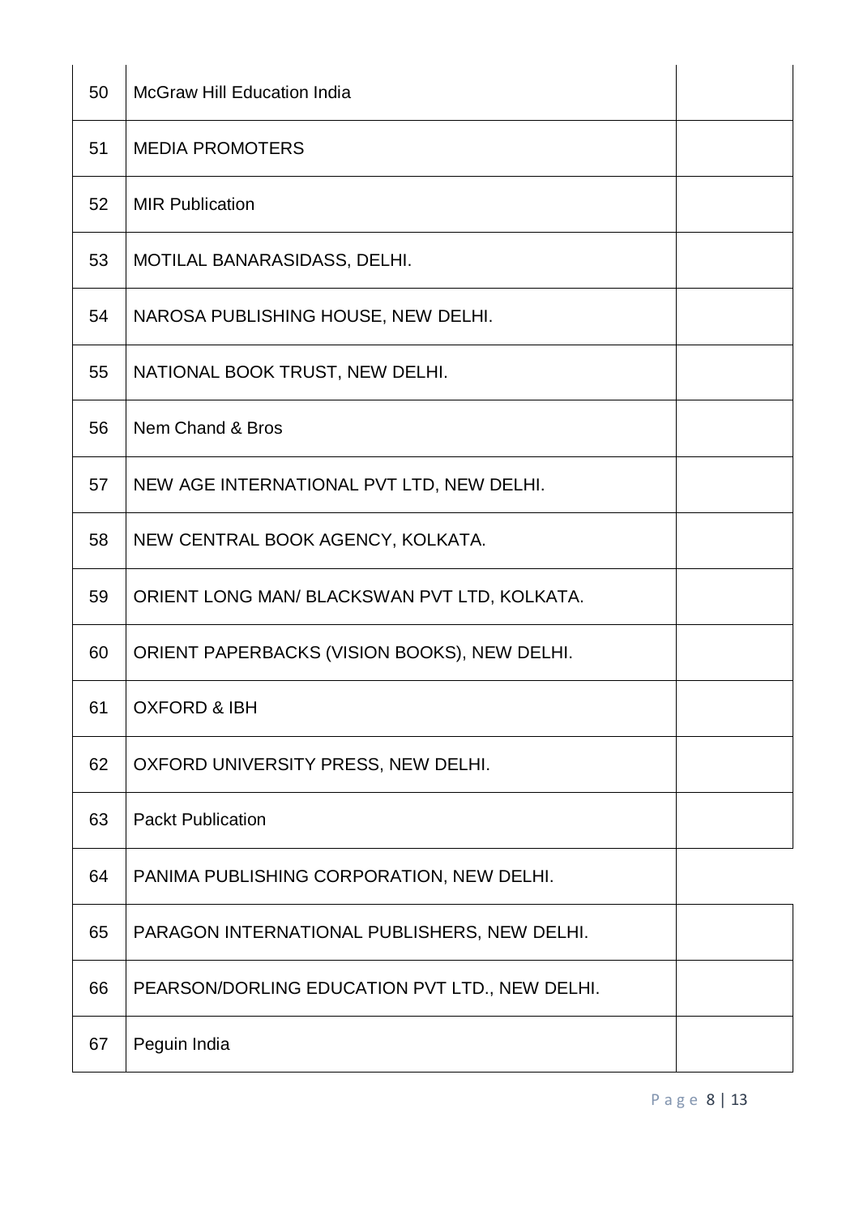| | | |
|---|---|---|
| 50 | McGraw Hill Education India | |
| 51 | MEDIA PROMOTERS | |
| 52 | MIR Publication | |
| 53 | MOTILAL BANARASIDASS, DELHI. | |
| 54 | NAROSA PUBLISHING HOUSE, NEW DELHI. | |
| 55 | NATIONAL BOOK TRUST, NEW DELHI. | |
| 56 | Nem Chand & Bros | |
| 57 | NEW AGE INTERNATIONAL PVT LTD, NEW DELHI. | |
| 58 | NEW CENTRAL BOOK AGENCY, KOLKATA. | |
| 59 | ORIENT LONG MAN/ BLACKSWAN PVT LTD, KOLKATA. | |
| 60 | ORIENT PAPERBACKS (VISION BOOKS), NEW DELHI. | |
| 61 | OXFORD & IBH | |
| 62 | OXFORD UNIVERSITY PRESS, NEW DELHI. | |
| 63 | Packt Publication | |
| 64 | PANIMA PUBLISHING CORPORATION, NEW DELHI. | |
| 65 | PARAGON INTERNATIONAL PUBLISHERS, NEW DELHI. | |
| 66 | PEARSON/DORLING EDUCATION PVT LTD., NEW DELHI. | |
| 67 | Peguin India | |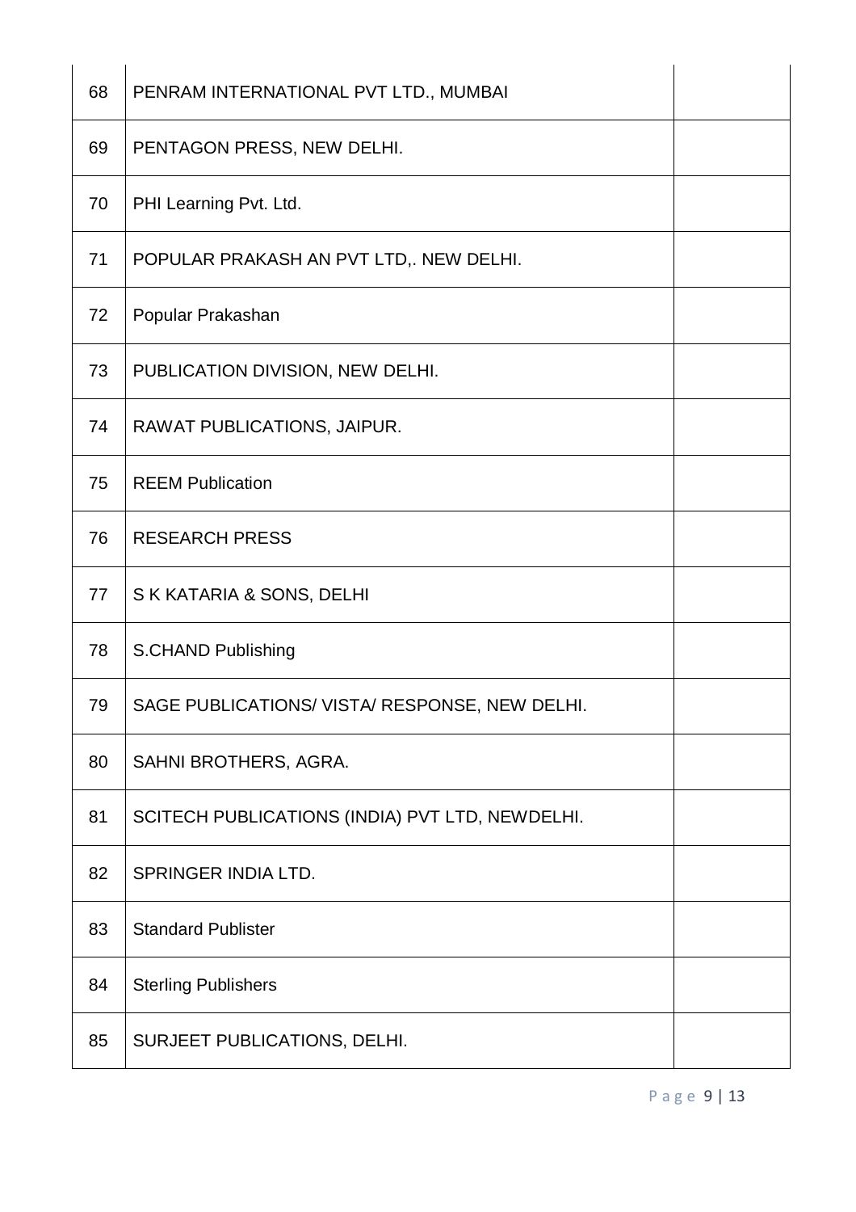| | | |
|---|---|---|
| 68 | PENRAM INTERNATIONAL PVT LTD., MUMBAI | |
| 69 | PENTAGON PRESS, NEW DELHI. | |
| 70 | PHI Learning Pvt. Ltd. | |
| 71 | POPULAR PRAKASH AN PVT LTD,. NEW DELHI. | |
| 72 | Popular Prakashan | |
| 73 | PUBLICATION DIVISION, NEW DELHI. | |
| 74 | RAWAT PUBLICATIONS, JAIPUR. | |
| 75 | REEM Publication | |
| 76 | RESEARCH PRESS | |
| 77 | S K KATARIA & SONS, DELHI | |
| 78 | S.CHAND Publishing | |
| 79 | SAGE PUBLICATIONS/ VISTA/ RESPONSE, NEW DELHI. | |
| 80 | SAHNI BROTHERS, AGRA. | |
| 81 | SCITECH PUBLICATIONS (INDIA) PVT LTD, NEWDELHI. | |
| 82 | SPRINGER INDIA LTD. | |
| 83 | Standard Publister | |
| 84 | Sterling Publishers | |
| 85 | SURJEET PUBLICATIONS, DELHI. | |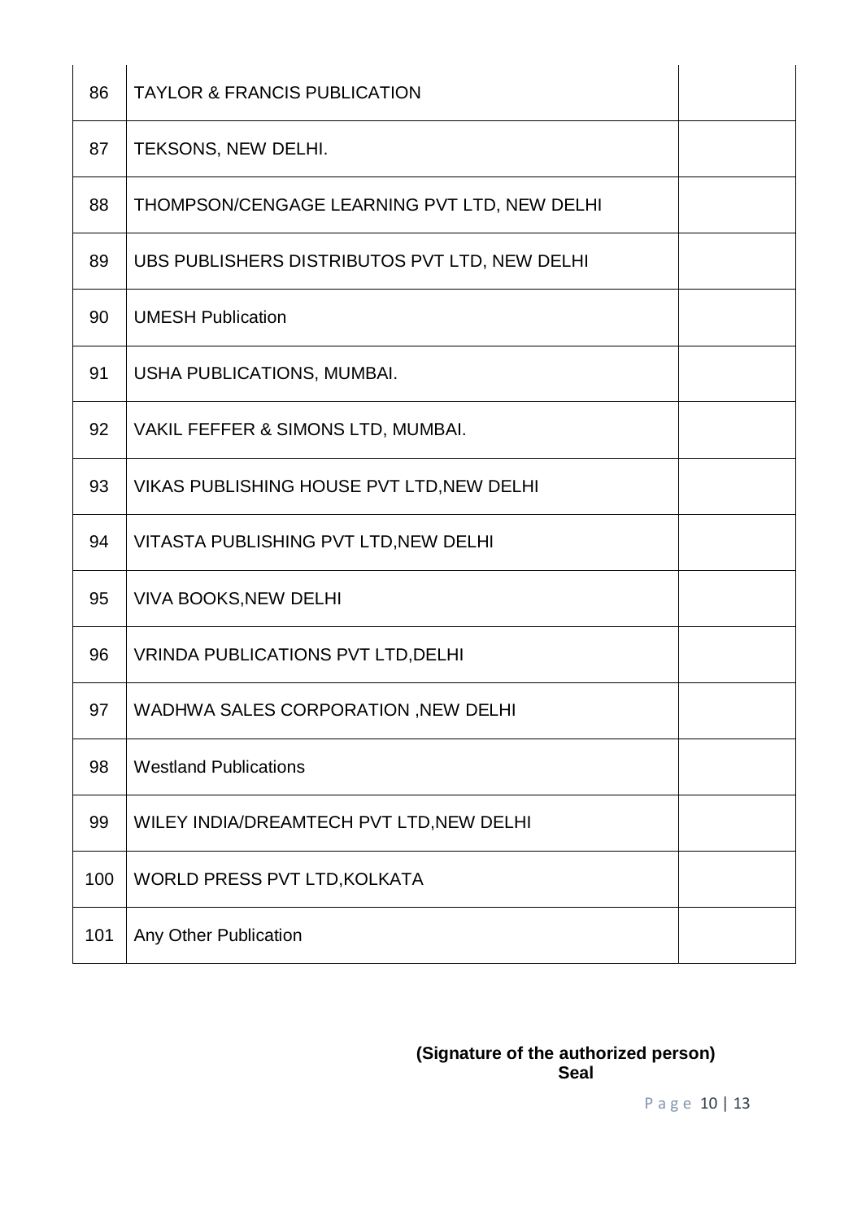| | | |
|---|---|---|
| 86 | TAYLOR & FRANCIS PUBLICATION | |
| 87 | TEKSONS, NEW DELHI. | |
| 88 | THOMPSON/CENGAGE LEARNING PVT LTD, NEW DELHI | |
| 89 | UBS PUBLISHERS DISTRIBUTOS PVT LTD, NEW DELHI | |
| 90 | UMESH Publication | |
| 91 | USHA PUBLICATIONS, MUMBAI. | |
| 92 | VAKIL FEFFER & SIMONS LTD, MUMBAI. | |
| 93 | VIKAS PUBLISHING HOUSE PVT LTD,NEW DELHI | |
| 94 | VITASTA PUBLISHING PVT LTD,NEW DELHI | |
| 95 | VIVA BOOKS,NEW DELHI | |
| 96 | VRINDA PUBLICATIONS PVT LTD,DELHI | |
| 97 | WADHWA SALES CORPORATION ,NEW DELHI | |
| 98 | Westland Publications | |
| 99 | WILEY INDIA/DREAMTECH PVT LTD,NEW DELHI | |
| 100 | WORLD PRESS PVT LTD,KOLKATA | |
| 101 | Any Other Publication | |

**(Signature of the authorized person)**
**Seal**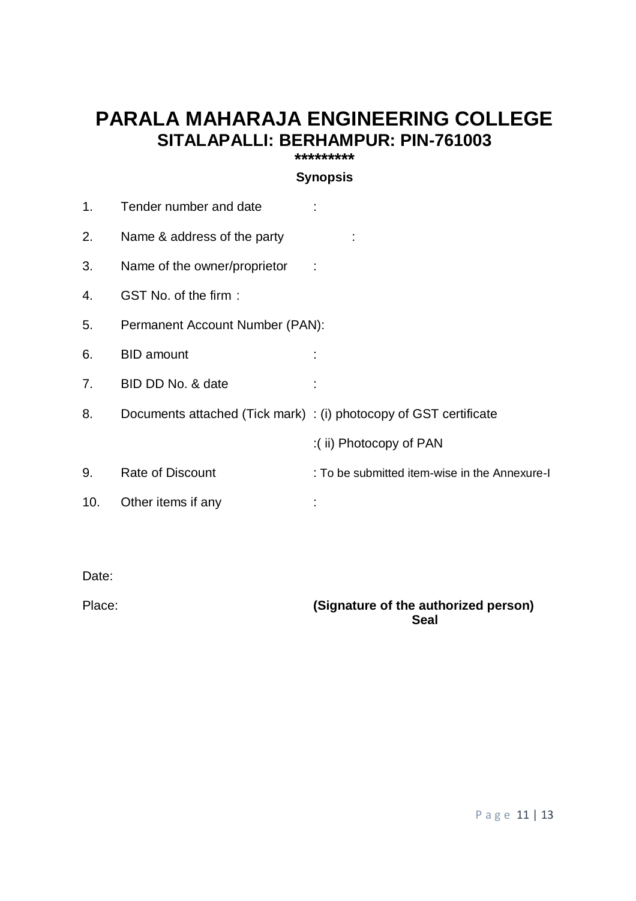# PARALA MAHARAJA ENGINEERING COLLEGE

## SITALAPALLI: BERHAMPUR: PIN-761003

*********

**Synopsis**

1. Tender number and date :
2. Name & address of the party :
3. Name of the owner/proprietor :
4. GST No. of the firm :
5. Permanent Account Number (PAN):
6. BID amount :
7. BID DD No. & date :
8. Documents attached (Tick mark) : (i) photocopy of GST certificate

   :( ii) Photocopy of PAN
9. Rate of Discount : To be submitted item-wise in the Annexure-I
10. Other items if any :

Date:

Place: **(Signature of the authorized person)**

**Seal**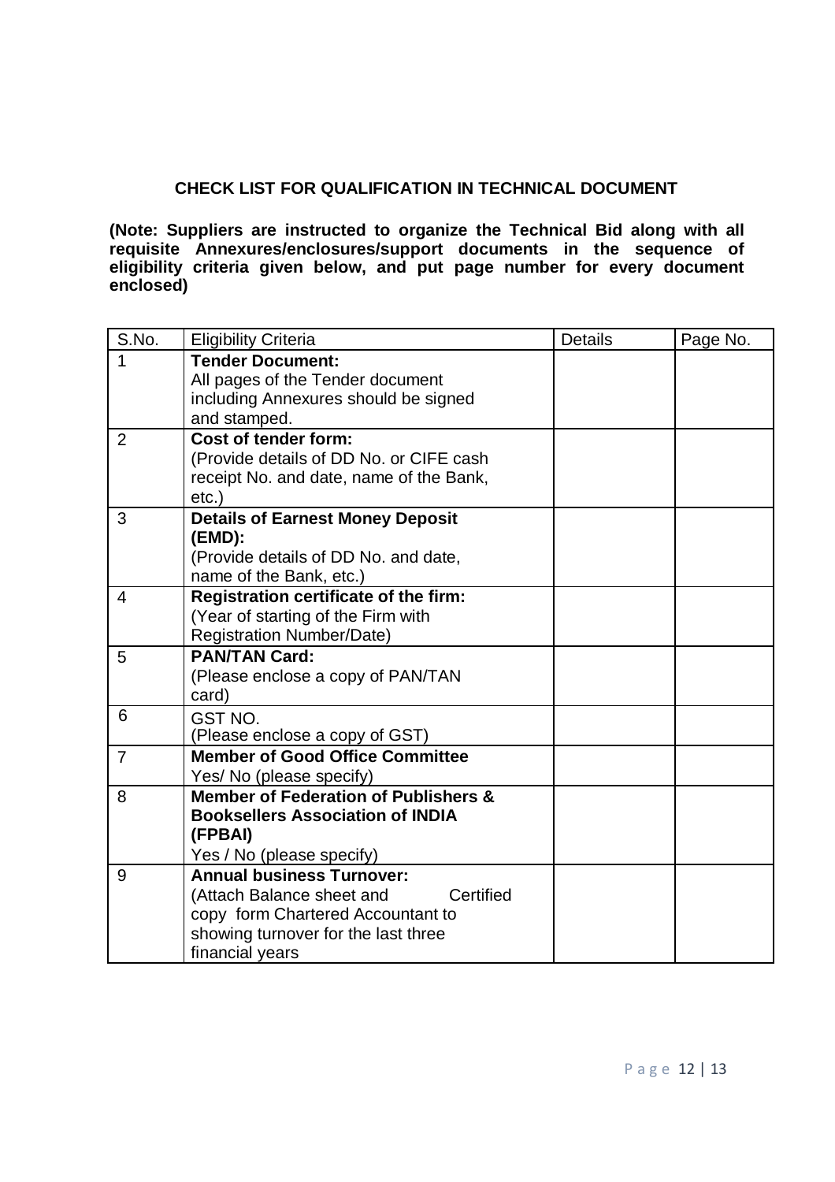## CHECK LIST FOR QUALIFICATION IN TECHNICAL DOCUMENT

**(Note: Suppliers are instructed to organize the Technical Bid along with all requisite Annexures/enclosures/support documents in the sequence of eligibility criteria given below, and put page number for every document enclosed)**

| S.No. | Eligibility Criteria | Details | Page No. |
|---|---|---|---|
| 1 | **Tender Document:** All pages of the Tender document including Annexures should be signed and stamped. | | |
| 2 | **Cost of tender form:** (Provide details of DD No. or CIFE cash receipt No. and date, name of the Bank, etc.) | | |
| 3 | **Details of Earnest Money Deposit (EMD):** (Provide details of DD No. and date, name of the Bank, etc.) | | |
| 4 | **Registration certificate of the firm:** (Year of starting of the Firm with Registration Number/Date) | | |
| 5 | **PAN/TAN Card:** (Please enclose a copy of PAN/TAN card) | | |
| 6 | GST NO. (Please enclose a copy of GST) | | |
| 7 | **Member of Good Office Committee** Yes/ No (please specify) | | |
| 8 | **Member of Federation of Publishers & Booksellers Association of INDIA (FPBAI)** Yes / No (please specify) | | |
| 9 | **Annual business Turnover:** (Attach Balance sheet and Certified copy form Chartered Accountant to showing turnover for the last three financial years | | |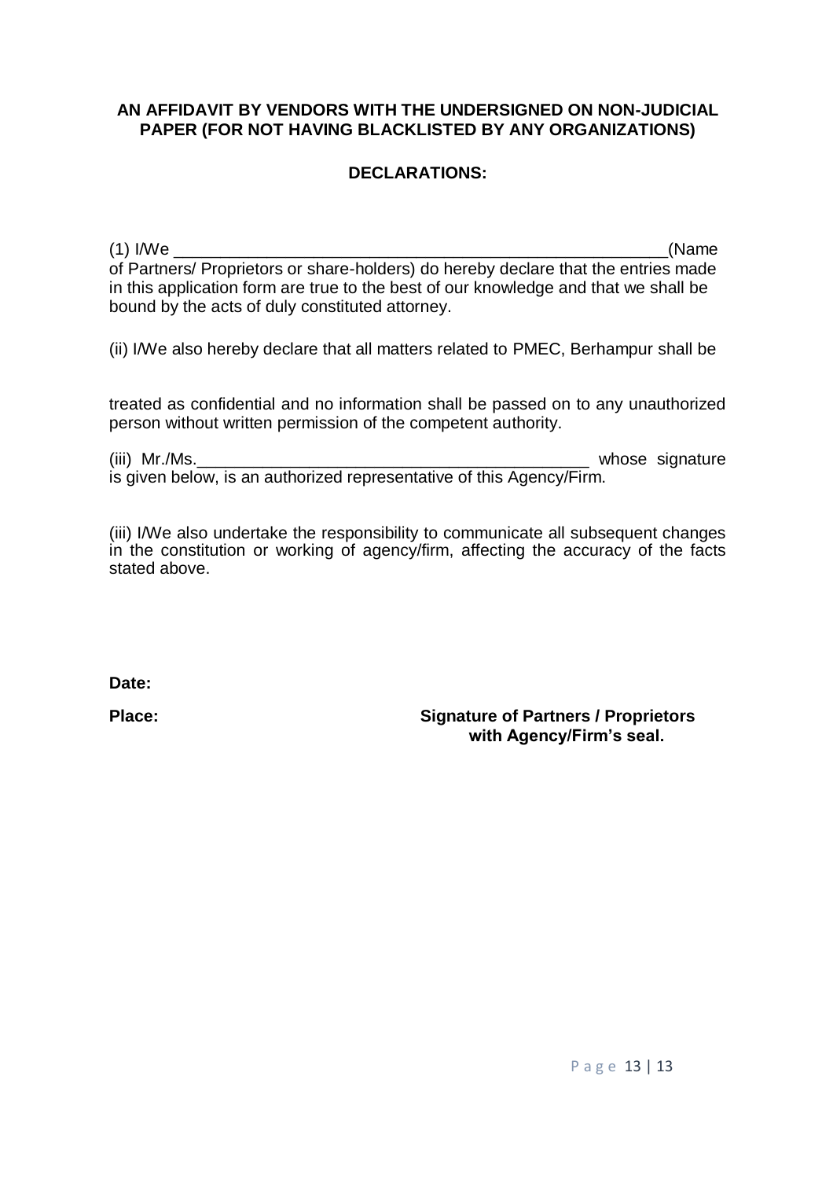**AN AFFIDAVIT BY VENDORS WITH THE UNDERSIGNED ON NON-JUDICIAL PAPER (FOR NOT HAVING BLACKLISTED BY ANY ORGANIZATIONS)**

**DECLARATIONS:**

(1) I/We ________________________________________________________(Name of Partners/ Proprietors or share-holders) do hereby declare that the entries made in this application form are true to the best of our knowledge and that we shall be bound by the acts of duly constituted attorney.

(ii) I/We also hereby declare that all matters related to PMEC, Berhampur shall be

treated as confidential and no information shall be passed on to any unauthorized person without written permission of the competent authority.

(iii) Mr./Ms.___________________________________________ whose signature is given below, is an authorized representative of this Agency/Firm.

(iii) I/We also undertake the responsibility to communicate all subsequent changes in the constitution or working of agency/firm, affecting the accuracy of the facts stated above.

**Date:**

**Place:**

**Signature of Partners / Proprietors with Agency/Firm's seal.**